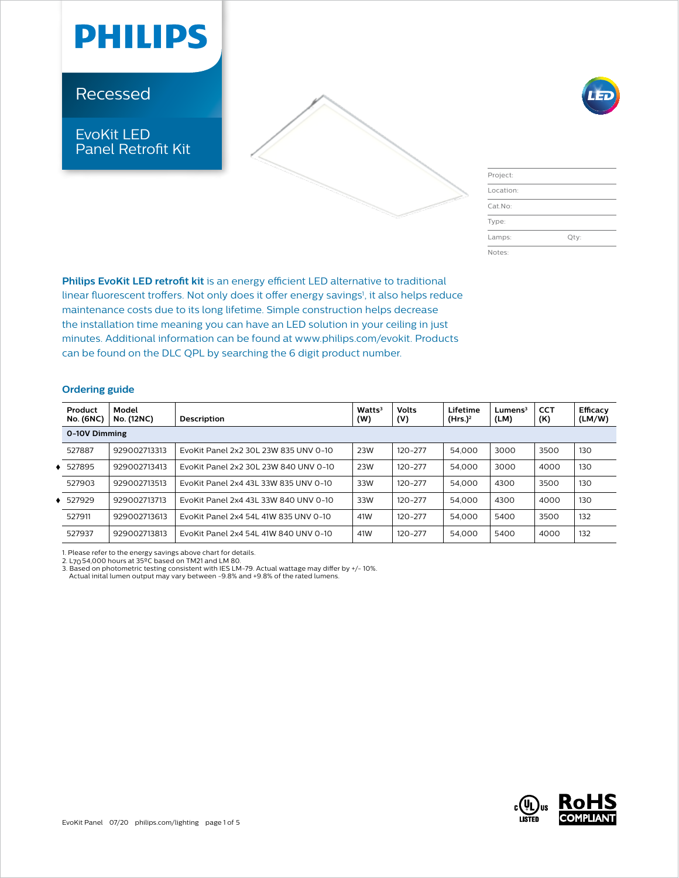# PHILIPS

## Recessed

## EvoKit LED Panel Retrofit Kit

LED

| Project: | |
|---|---|
| Location: | |
| Cat.No: | |
| Type: | |
| Lamps: | Qty: |
| Notes: | |

**Philips EvoKit LED retrofit kit** is an energy efficient LED alternative to traditional linear fluorescent troffers. Not only does it offer energy savings[1], it also helps reduce maintenance costs due to its long lifetime. Simple construction helps decrease the installation time meaning you can have an LED solution in your ceiling in just minutes. Additional information can be found at www.philips.com/evokit. Products can be found on the DLC QPL by searching the 6 digit product number.

### Ordering guide

| Product No. (6NC) | Model No. (12NC) | Description | Watts[3] (W) | Volts (V) | Lifetime (Hrs.)[2] | Lumens[3] (LM) | CCT (K) | Efficacy (LM/W) |
|---|---|---|---|---|---|---|---|---|
| **0-10V Dimming** | | | | | | | | |
| 527887 | 929002713313 | EvoKit Panel 2x2 30L 23W 835 UNV 0-10 | 23W | 120-277 | 54,000 | 3000 | 3500 | 130 |
| ♦ 527895 | 929002713413 | EvoKit Panel 2x2 30L 23W 840 UNV 0-10 | 23W | 120-277 | 54,000 | 3000 | 4000 | 130 |
| 527903 | 929002713513 | EvoKit Panel 2x4 43L 33W 835 UNV 0-10 | 33W | 120-277 | 54,000 | 4300 | 3500 | 130 |
| ♦ 527929 | 929002713713 | EvoKit Panel 2x4 43L 33W 840 UNV 0-10 | 33W | 120-277 | 54,000 | 4300 | 4000 | 130 |
| 527911 | 929002713613 | EvoKit Panel 2x4 54L 41W 835 UNV 0-10 | 41W | 120-277 | 54,000 | 5400 | 3500 | 132 |
| 527937 | 929002713813 | EvoKit Panel 2x4 54L 41W 840 UNV 0-10 | 41W | 120-277 | 54,000 | 5400 | 4000 | 132 |

1. Please refer to the energy savings above chart for details.
2. $L_{70}$ 54,000 hours at 35ºC based on TM21 and LM 80.
3. Based on photometric testing consistent with IES LM-79. Actual wattage may differ by +/- 10%. Actual inital lumen output may vary between -9.8% and +9.8% of the rated lumens.

c UL us LISTED

RoHS COMPLIANT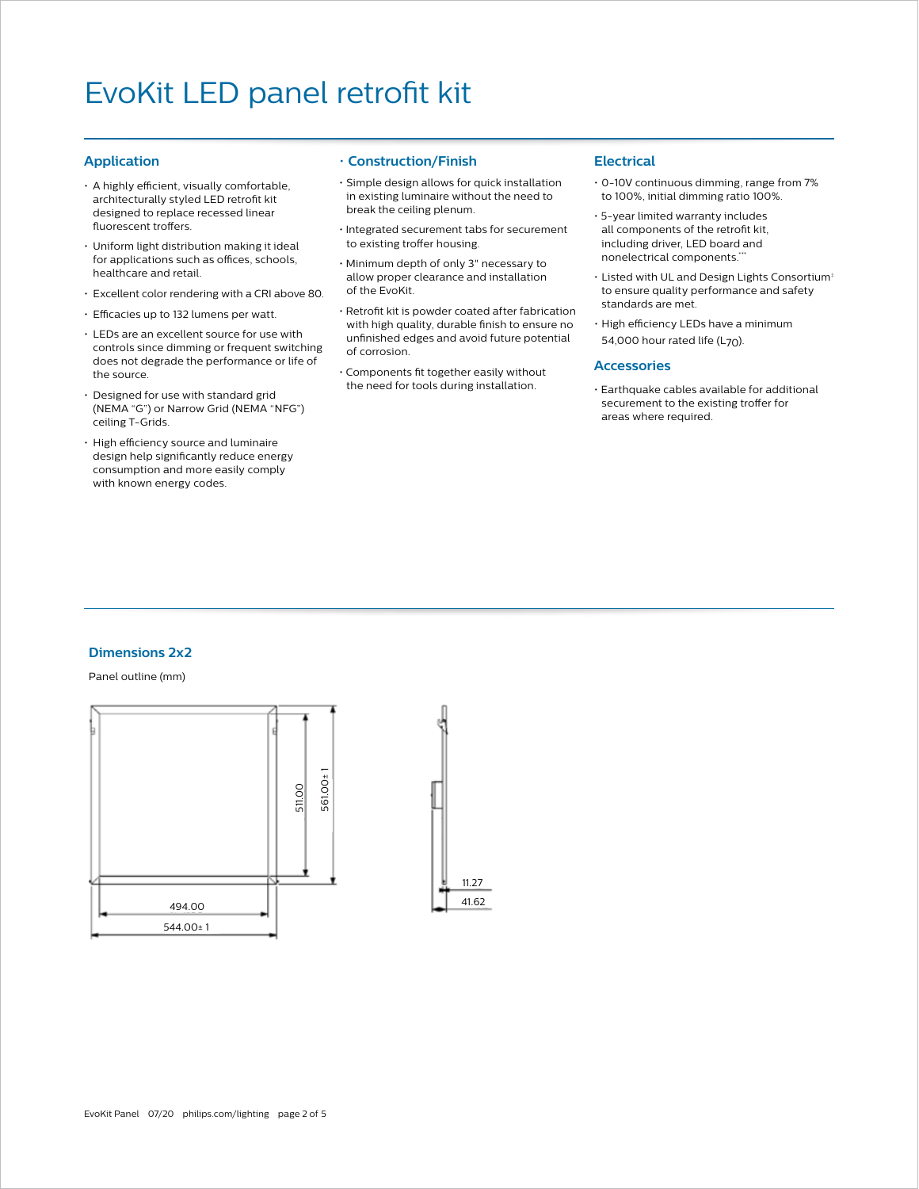# EvoKit LED panel retrofit kit

## Application

- A highly efficient, visually comfortable, architecturally styled LED retrofit kit designed to replace recessed linear fluorescent troffers.
- Uniform light distribution making it ideal for applications such as offices, schools, healthcare and retail.
- Excellent color rendering with a CRI above 80.
- Efficacies up to 132 lumens per watt.
- LEDs are an excellent source for use with controls since dimming or frequent switching does not degrade the performance or life of the source.
- Designed for use with standard grid (NEMA "G") or Narrow Grid (NEMA "NFG") ceiling T-Grids.
- High efficiency source and luminaire design help significantly reduce energy consumption and more easily comply with known energy codes.

## Construction/Finish

- Simple design allows for quick installation in existing luminaire without the need to break the ceiling plenum.
- Integrated securement tabs for securement to existing troffer housing.
- Minimum depth of only 3" necessary to allow proper clearance and installation of the EvoKit.
- Retrofit kit is powder coated after fabrication with high quality, durable finish to ensure no unfinished edges and avoid future potential of corrosion.
- Components fit together easily without the need for tools during installation.

## Electrical

- 0-10V continuous dimming, range from 7% to 100%, initial dimming ratio 100%.
- 5-year limited warranty includes all components of the retrofit kit, including driver, LED board and nonelectrical components.***
- Listed with UL and Design Lights Consortium‡ to ensure quality performance and safety standards are met.
- High efficiency LEDs have a minimum 54,000 hour rated life ($L_{70}$).

## Accessories

- Earthquake cables available for additional securement to the existing troffer for areas where required.

## Dimensions 2x2

Panel outline (mm)

511.00
561.00± 1
494.00
544.00± 1
11.27
41.62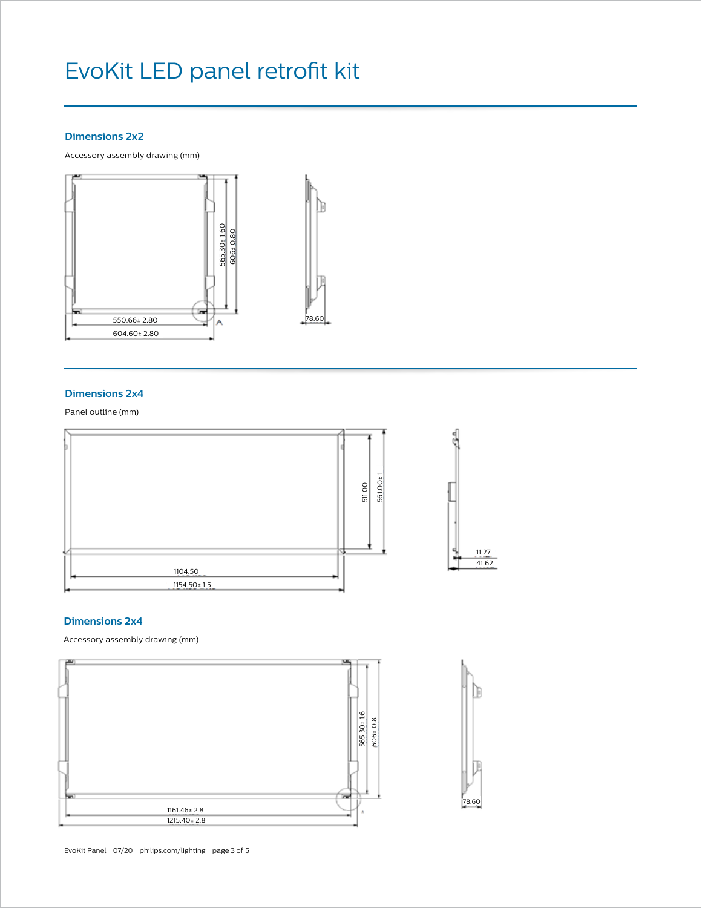# EvoKit LED panel retrofit kit

## Dimensions 2x2

Accessory assembly drawing (mm)

565.30± 1.60

606± 0.80

550.66± 2.80

604.60± 2.80

78.60

## Dimensions 2x4

Panel outline (mm)

511.00

561.00± 1

1104.50

1154.50± 1.5

11.27

41.62

## Dimensions 2x4

Accessory assembly drawing (mm)

565.30± 1.6

606± 0.8

1161.46± 2.8

1215.40± 2.8

78.60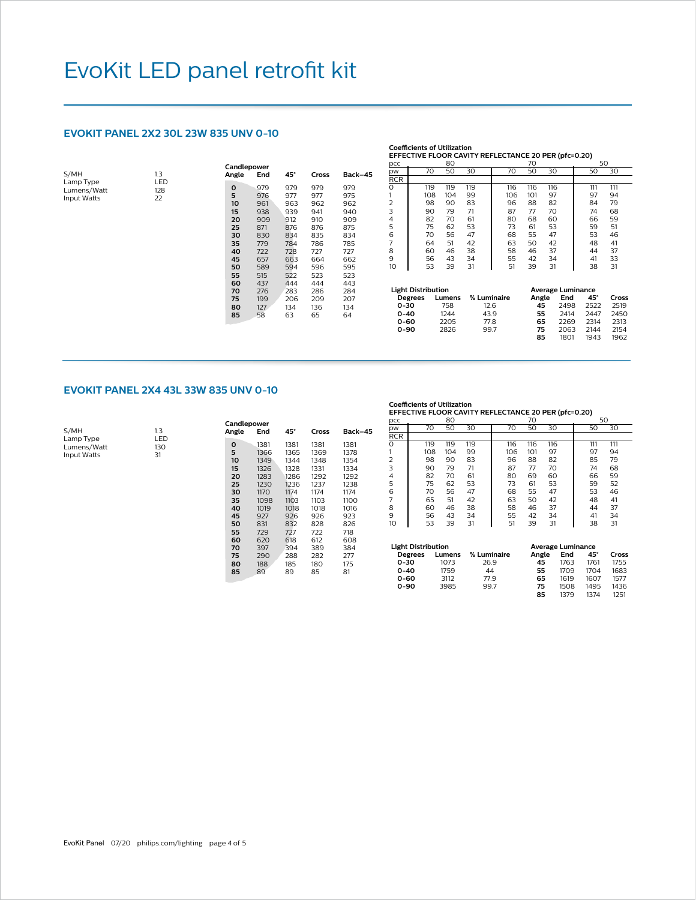# EvoKit LED panel retrofit kit

## EVOKIT PANEL 2X2 30L 23W 835 UNV 0-10

| | |
|---|---|
| S/MH | 1.3 |
| Lamp Type | LED |
| Lumens/Watt | 128 |
| Input Watts | 22 |

**Candlepower**

| Angle | End | 45° | Cross | Back–45 |
|---|---|---|---|---|
| **0** | 979 | 979 | 979 | 979 |
| **5** | 976 | 977 | 977 | 975 |
| **10** | 961 | 963 | 962 | 962 |
| **15** | 938 | 939 | 941 | 940 |
| **20** | 909 | 912 | 910 | 909 |
| **25** | 871 | 876 | 876 | 875 |
| **30** | 830 | 834 | 835 | 834 |
| **35** | 779 | 784 | 786 | 785 |
| **40** | 722 | 728 | 727 | 727 |
| **45** | 657 | 663 | 664 | 662 |
| **50** | 589 | 594 | 596 | 595 |
| **55** | 515 | 522 | 523 | 523 |
| **60** | 437 | 444 | 444 | 443 |
| **70** | 276 | 283 | 286 | 284 |
| **75** | 199 | 206 | 209 | 207 |
| **80** | 127 | 134 | 136 | 134 |
| **85** | 58 | 63 | 65 | 64 |

**Coefficients of Utilization**
**EFFECTIVE FLOOR CAVITY REFLECTANCE 20 PER (pfc=0.20)**

| pcc | 80 | | | 70 | | | 50 | |
|---|---|---|---|---|---|---|---|---|
| pw | 70 | 50 | 30 | 70 | 50 | 30 | 50 | 30 |
| RCR | | | | | | | | |
| 0 | 119 | 119 | 119 | 116 | 116 | 116 | 111 | 111 |
| 1 | 108 | 104 | 99 | 106 | 101 | 97 | 97 | 94 |
| 2 | 98 | 90 | 83 | 96 | 88 | 82 | 84 | 79 |
| 3 | 90 | 79 | 71 | 87 | 77 | 70 | 74 | 68 |
| 4 | 82 | 70 | 61 | 80 | 68 | 60 | 66 | 59 |
| 5 | 75 | 62 | 53 | 73 | 61 | 53 | 59 | 51 |
| 6 | 70 | 56 | 47 | 68 | 55 | 47 | 53 | 46 |
| 7 | 64 | 51 | 42 | 63 | 50 | 42 | 48 | 41 |
| 8 | 60 | 46 | 38 | 58 | 46 | 37 | 44 | 37 |
| 9 | 56 | 43 | 34 | 55 | 42 | 34 | 41 | 33 |
| 10 | 53 | 39 | 31 | 51 | 39 | 31 | 38 | 31 |

**Light Distribution**

| Degrees | Lumens | % Luminaire |
|---|---|---|
| **0-30** | 758 | 12.6 |
| **0-40** | 1244 | 43.9 |
| **0-60** | 2205 | 77.8 |
| **0-90** | 2826 | 99.7 |

**Average Luminance**

| Angle | End | 45° | Cross |
|---|---|---|---|
| **45** | 2498 | 2522 | 2519 |
| **55** | 2414 | 2447 | 2450 |
| **65** | 2269 | 2314 | 2313 |
| **75** | 2063 | 2144 | 2154 |
| **85** | 1801 | 1943 | 1962 |

## EVOKIT PANEL 2X4 43L 33W 835 UNV 0-10

| | |
|---|---|
| S/MH | 1.3 |
| Lamp Type | LED |
| Lumens/Watt | 130 |
| Input Watts | 31 |

**Candlepower**

| Angle | End | 45° | Cross | Back–45 |
|---|---|---|---|---|
| **0** | 1381 | 1381 | 1381 | 1381 |
| **5** | 1366 | 1365 | 1369 | 1378 |
| **10** | 1349 | 1344 | 1348 | 1354 |
| **15** | 1326 | 1328 | 1331 | 1334 |
| **20** | 1283 | 1286 | 1292 | 1292 |
| **25** | 1230 | 1236 | 1237 | 1238 |
| **30** | 1170 | 1174 | 1174 | 1174 |
| **35** | 1098 | 1103 | 1103 | 1100 |
| **40** | 1019 | 1018 | 1018 | 1016 |
| **45** | 927 | 926 | 926 | 923 |
| **50** | 831 | 832 | 828 | 826 |
| **55** | 729 | 727 | 722 | 718 |
| **60** | 620 | 618 | 612 | 608 |
| **70** | 397 | 394 | 389 | 384 |
| **75** | 290 | 288 | 282 | 277 |
| **80** | 188 | 185 | 180 | 175 |
| **85** | 89 | 89 | 85 | 81 |

**Coefficients of Utilization**
**EFFECTIVE FLOOR CAVITY REFLECTANCE 20 PER (pfc=0.20)**

| pcc | 80 | | | 70 | | | 50 | |
|---|---|---|---|---|---|---|---|---|
| pw | 70 | 50 | 30 | 70 | 50 | 30 | 50 | 30 |
| RCR | | | | | | | | |
| 0 | 119 | 119 | 119 | 116 | 116 | 116 | 111 | 111 |
| 1 | 108 | 104 | 99 | 106 | 101 | 97 | 97 | 94 |
| 2 | 98 | 90 | 83 | 96 | 88 | 82 | 85 | 79 |
| 3 | 90 | 79 | 71 | 87 | 77 | 70 | 74 | 68 |
| 4 | 82 | 70 | 61 | 80 | 69 | 60 | 66 | 59 |
| 5 | 75 | 62 | 53 | 73 | 61 | 53 | 59 | 52 |
| 6 | 70 | 56 | 47 | 68 | 55 | 47 | 53 | 46 |
| 7 | 65 | 51 | 42 | 63 | 50 | 42 | 48 | 41 |
| 8 | 60 | 46 | 38 | 58 | 46 | 37 | 44 | 37 |
| 9 | 56 | 43 | 34 | 55 | 42 | 34 | 41 | 34 |
| 10 | 53 | 39 | 31 | 51 | 39 | 31 | 38 | 31 |

**Light Distribution**

| Degrees | Lumens | % Luminaire |
|---|---|---|
| **0-30** | 1073 | 26.9 |
| **0-40** | 1759 | 44 |
| **0-60** | 3112 | 77.9 |
| **0-90** | 3985 | 99.7 |

**Average Luminance**

| Angle | End | 45° | Cross |
|---|---|---|---|
| **45** | 1763 | 1761 | 1755 |
| **55** | 1709 | 1704 | 1683 |
| **65** | 1619 | 1607 | 1577 |
| **75** | 1508 | 1495 | 1436 |
| **85** | 1379 | 1374 | 1251 |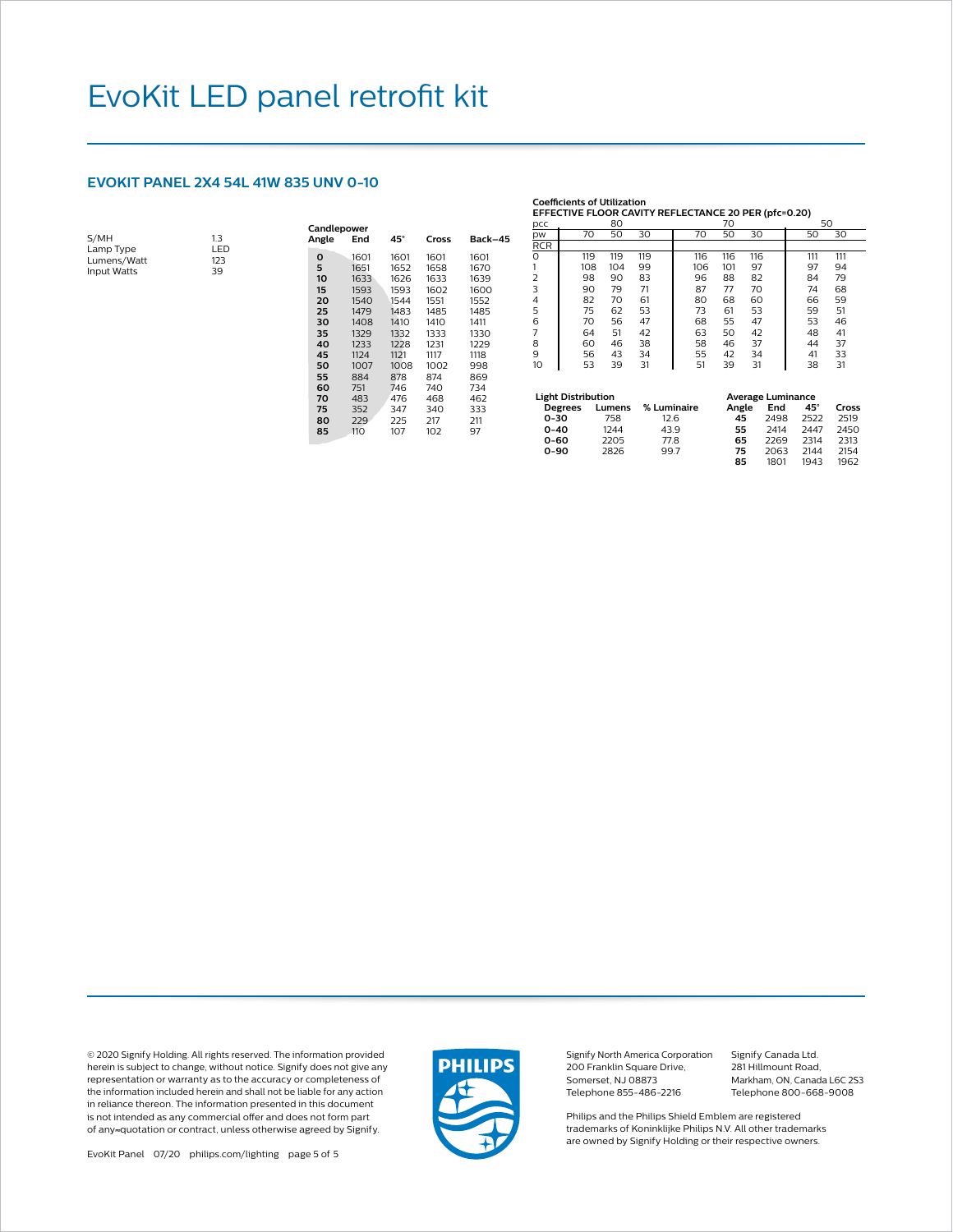# EvoKit LED panel retrofit kit

## EVOKIT PANEL 2X4 54L 41W 835 UNV 0-10

| | |
|---|---|
| S/MH | 1.3 |
| Lamp Type | LED |
| Lumens/Watt | 123 |
| Input Watts | 39 |

**Candlepower**

| Angle | End | 45° | Cross | Back–45 |
|---|---|---|---|---|
| **0** | 1601 | 1601 | 1601 | 1601 |
| **5** | 1651 | 1652 | 1658 | 1670 |
| **10** | 1633 | 1626 | 1633 | 1639 |
| **15** | 1593 | 1593 | 1602 | 1600 |
| **20** | 1540 | 1544 | 1551 | 1552 |
| **25** | 1479 | 1483 | 1485 | 1485 |
| **30** | 1408 | 1410 | 1410 | 1411 |
| **35** | 1329 | 1332 | 1333 | 1330 |
| **40** | 1233 | 1228 | 1231 | 1229 |
| **45** | 1124 | 1121 | 1117 | 1118 |
| **50** | 1007 | 1008 | 1002 | 998 |
| **55** | 884 | 878 | 874 | 869 |
| **60** | 751 | 746 | 740 | 734 |
| **70** | 483 | 476 | 468 | 462 |
| **75** | 352 | 347 | 340 | 333 |
| **80** | 229 | 225 | 217 | 211 |
| **85** | 110 | 107 | 102 | 97 |

**Coefficients of Utilization**
**EFFECTIVE FLOOR CAVITY REFLECTANCE 20 PER (pfc=0.20)**

| pcc | 80 | | | 70 | | | 50 | |
|---|---|---|---|---|---|---|---|---|
| pw | 70 | 50 | 30 | 70 | 50 | 30 | 50 | 30 |
| RCR | | | | | | | | |
| 0 | 119 | 119 | 119 | 116 | 116 | 116 | 111 | 111 |
| 1 | 108 | 104 | 99 | 106 | 101 | 97 | 97 | 94 |
| 2 | 98 | 90 | 83 | 96 | 88 | 82 | 84 | 79 |
| 3 | 90 | 79 | 71 | 87 | 77 | 70 | 74 | 68 |
| 4 | 82 | 70 | 61 | 80 | 68 | 60 | 66 | 59 |
| 5 | 75 | 62 | 53 | 73 | 61 | 53 | 59 | 51 |
| 6 | 70 | 56 | 47 | 68 | 55 | 47 | 53 | 46 |
| 7 | 64 | 51 | 42 | 63 | 50 | 42 | 48 | 41 |
| 8 | 60 | 46 | 38 | 58 | 46 | 37 | 44 | 37 |
| 9 | 56 | 43 | 34 | 55 | 42 | 34 | 41 | 33 |
| 10 | 53 | 39 | 31 | 51 | 39 | 31 | 38 | 31 |

**Light Distribution**

| Degrees | Lumens | % Luminaire |
|---|---|---|
| **0-30** | 758 | 12.6 |
| **0-40** | 1244 | 43.9 |
| **0-60** | 2205 | 77.8 |
| **0-90** | 2826 | 99.7 |

**Average Luminance**

| Angle | End | 45° | Cross |
|---|---|---|---|
| **45** | 2498 | 2522 | 2519 |
| **55** | 2414 | 2447 | 2450 |
| **65** | 2269 | 2314 | 2313 |
| **75** | 2063 | 2144 | 2154 |
| **85** | 1801 | 1943 | 1962 |

© 2020 Signify Holding. All rights reserved. The information provided herein is subject to change, without notice. Signify does not give any representation or warranty as to the accuracy or completeness of the information included herein and shall not be liable for any action in reliance thereon. The information presented in this document is not intended as any commercial offer and does not form part of any quotation or contract, unless otherwise agreed by Signify.

EvoKit Panel 07/20 philips.com/lighting

Signify North America Corporation
200 Franklin Square Drive,
Somerset, NJ 08873
Telephone 855-486-2216

Signify Canada Ltd.
281 Hillmount Road,
Markham, ON, Canada L6C 2S3
Telephone 800-668-9008

Philips and the Philips Shield Emblem are registered trademarks of Koninklijke Philips N.V. All other trademarks are owned by Signify Holding or their respective owners.